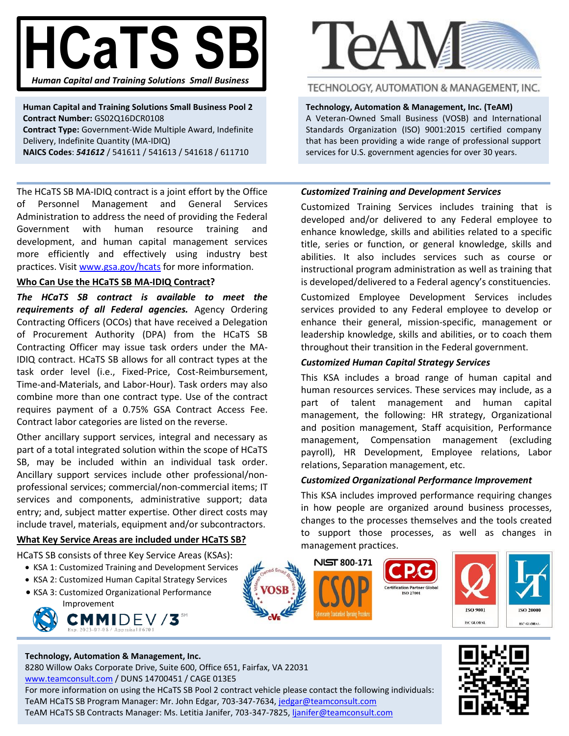# HCaTS SB

*Human Capital and Training Solutions Small Business*

**Human Capital and Training Solutions Small Business Pool 2**
**Contract Number:** GS02Q16DCR0108
**Contract Type:** Government-Wide Multiple Award, Indefinite Delivery, Indefinite Quantity (MA-IDIQ)
**NAICS Codes**: ***541612*** / 541611 / 541613 / 541618 / 611710

# TeAM

TECHNOLOGY, AUTOMATION & MANAGEMENT, INC.

**Technology, Automation & Management, Inc. (TeAM)**
A Veteran-Owned Small Business (VOSB) and International Standards Organization (ISO) 9001:2015 certified company that has been providing a wide range of professional support services for U.S. government agencies for over 30 years.

The HCaTS SB MA-IDIQ contract is a joint effort by the Office of Personnel Management and General Services Administration to address the need of providing the Federal Government with human resource training and development, and human capital management services more efficiently and effectively using industry best practices. Visit www.gsa.gov/hcats for more information.

## Who Can Use the HCaTS SB MA-IDIQ Contract?

***The HCaTS SB contract is available to meet the requirements of all Federal agencies.*** Agency Ordering Contracting Officers (OCOs) that have received a Delegation of Procurement Authority (DPA) from the HCaTS SB Contracting Officer may issue task orders under the MA-IDIQ contract. HCaTS SB allows for all contract types at the task order level (i.e., Fixed-Price, Cost-Reimbursement, Time-and-Materials, and Labor-Hour). Task orders may also combine more than one contract type. Use of the contract requires payment of a 0.75% GSA Contract Access Fee. Contract labor categories are listed on the reverse.

Other ancillary support services, integral and necessary as part of a total integrated solution within the scope of HCaTS SB, may be included within an individual task order. Ancillary support services include other professional/non-professional services; commercial/non-commercial items; IT services and components, administrative support; data entry; and, subject matter expertise. Other direct costs may include travel, materials, equipment and/or subcontractors.

## What Key Service Areas are included under HCaTS SB?

HCaTS SB consists of three Key Service Areas (KSAs):

- KSA 1: Customized Training and Development Services
- KSA 2: Customized Human Capital Strategy Services
- KSA 3: Customized Organizational Performance Improvement

### *Customized Training and Development Services*

Customized Training Services includes training that is developed and/or delivered to any Federal employee to enhance knowledge, skills and abilities related to a specific title, series or function, or general knowledge, skills and abilities. It also includes services such as course or instructional program administration as well as training that is developed/delivered to a Federal agency's constituencies.

Customized Employee Development Services includes services provided to any Federal employee to develop or enhance their general, mission-specific, management or leadership knowledge, skills and abilities, or to coach them throughout their transition in the Federal government.

### *Customized Human Capital Strategy Services*

This KSA includes a broad range of human capital and human resources services. These services may include, as a part of talent management and human capital management, the following: HR strategy, Organizational and position management, Staff acquisition, Performance management, Compensation management (excluding payroll), HR Development, Employee relations, Labor relations, Separation management, etc.

### *Customized Organizational Performance Improvement*

This KSA includes improved performance requiring changes in how people are organized around business processes, changes to the processes themselves and the tools created to support those processes, as well as changes in management practices.

CMMIDEV/3 — Exp. 2023-07-08 / Appraisal #6701

VOSB · NIST 800-171 CSOP · CPG Certification Partner Global ISO 27001 · ISO 9001 · ISO 20000

**Technology, Automation & Management, Inc.**
8280 Willow Oaks Corporate Drive, Suite 600, Office 651, Fairfax, VA 22031
www.teamconsult.com / DUNS 14700451 / CAGE 013E5
For more information on using the HCaTS SB Pool 2 contract vehicle please contact the following individuals:
TeAM HCaTS SB Program Manager: Mr. John Edgar, 703-347-7634, jedgar@teamconsult.com
TeAM HCaTS SB Contracts Manager: Ms. Letitia Janifer, 703-347-7825, ljanifer@teamconsult.com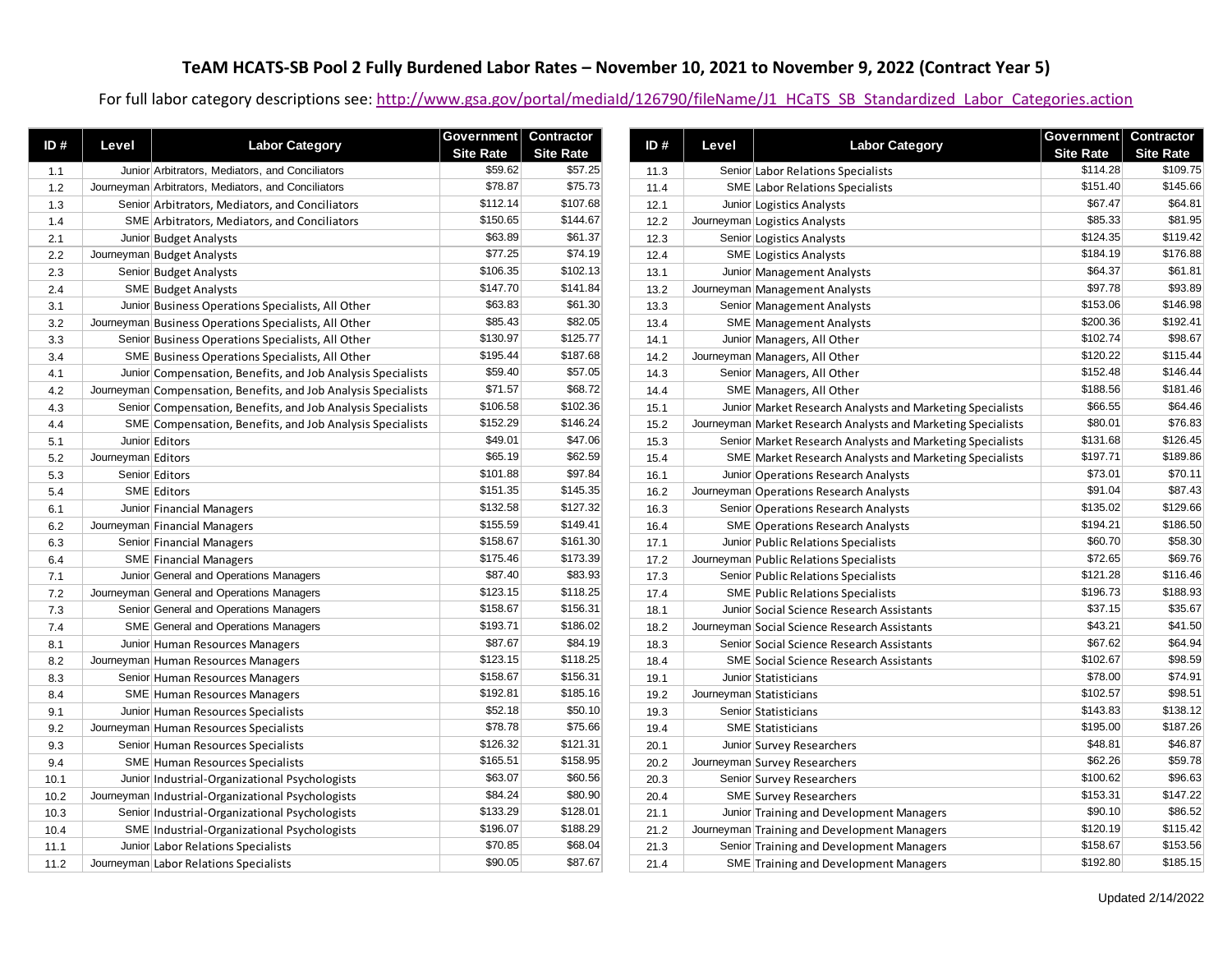## TeAM HCATS-SB Pool 2 Fully Burdened Labor Rates – November 10, 2021 to November 9, 2022 (Contract Year 5)

For full labor category descriptions see: http://www.gsa.gov/portal/mediaId/126790/fileName/J1_HCaTS_SB_Standardized_Labor_Categories.action

| ID # | Level | Labor Category | Government Site Rate | Contractor Site Rate |
|---|---|---|---|---|
| 1.1 | Junior | Arbitrators, Mediators, and Conciliators | $59.62 | $57.25 |
| 1.2 | Journeyman | Arbitrators, Mediators, and Conciliators | $78.87 | $75.73 |
| 1.3 | Senior | Arbitrators, Mediators, and Conciliators | $112.14 | $107.68 |
| 1.4 | SME | Arbitrators, Mediators, and Conciliators | $150.65 | $144.67 |
| 2.1 | Junior | Budget Analysts | $63.89 | $61.37 |
| 2.2 | Journeyman | Budget Analysts | $77.25 | $74.19 |
| 2.3 | Senior | Budget Analysts | $106.35 | $102.13 |
| 2.4 | SME | Budget Analysts | $147.70 | $141.84 |
| 3.1 | Junior | Business Operations Specialists, All Other | $63.83 | $61.30 |
| 3.2 | Journeyman | Business Operations Specialists, All Other | $85.43 | $82.05 |
| 3.3 | Senior | Business Operations Specialists, All Other | $130.97 | $125.77 |
| 3.4 | SME | Business Operations Specialists, All Other | $195.44 | $187.68 |
| 4.1 | Junior | Compensation, Benefits, and Job Analysis Specialists | $59.40 | $57.05 |
| 4.2 | Journeyman | Compensation, Benefits, and Job Analysis Specialists | $71.57 | $68.72 |
| 4.3 | Senior | Compensation, Benefits, and Job Analysis Specialists | $106.58 | $102.36 |
| 4.4 | SME | Compensation, Benefits, and Job Analysis Specialists | $152.29 | $146.24 |
| 5.1 | Junior | Editors | $49.01 | $47.06 |
| 5.2 | Journeyman | Editors | $65.19 | $62.59 |
| 5.3 | Senior | Editors | $101.88 | $97.84 |
| 5.4 | SME | Editors | $151.35 | $145.35 |
| 6.1 | Junior | Financial Managers | $132.58 | $127.32 |
| 6.2 | Journeyman | Financial Managers | $155.59 | $149.41 |
| 6.3 | Senior | Financial Managers | $158.67 | $161.30 |
| 6.4 | SME | Financial Managers | $175.46 | $173.39 |
| 7.1 | Junior | General and Operations Managers | $87.40 | $83.93 |
| 7.2 | Journeyman | General and Operations Managers | $123.15 | $118.25 |
| 7.3 | Senior | General and Operations Managers | $158.67 | $156.31 |
| 7.4 | SME | General and Operations Managers | $193.71 | $186.02 |
| 8.1 | Junior | Human Resources Managers | $87.67 | $84.19 |
| 8.2 | Journeyman | Human Resources Managers | $123.15 | $118.25 |
| 8.3 | Senior | Human Resources Managers | $158.67 | $156.31 |
| 8.4 | SME | Human Resources Managers | $192.81 | $185.16 |
| 9.1 | Junior | Human Resources Specialists | $52.18 | $50.10 |
| 9.2 | Journeyman | Human Resources Specialists | $78.78 | $75.66 |
| 9.3 | Senior | Human Resources Specialists | $126.32 | $121.31 |
| 9.4 | SME | Human Resources Specialists | $165.51 | $158.95 |
| 10.1 | Junior | Industrial-Organizational Psychologists | $63.07 | $60.56 |
| 10.2 | Journeyman | Industrial-Organizational Psychologists | $84.24 | $80.90 |
| 10.3 | Senior | Industrial-Organizational Psychologists | $133.29 | $128.01 |
| 10.4 | SME | Industrial-Organizational Psychologists | $196.07 | $188.29 |
| 11.1 | Junior | Labor Relations Specialists | $70.85 | $68.04 |
| 11.2 | Journeyman | Labor Relations Specialists | $90.05 | $87.67 |
| 11.3 | Senior | Labor Relations Specialists | $114.28 | $109.75 |
| 11.4 | SME | Labor Relations Specialists | $151.40 | $145.66 |
| 12.1 | Junior | Logistics Analysts | $67.47 | $64.81 |
| 12.2 | Journeyman | Logistics Analysts | $85.33 | $81.95 |
| 12.3 | Senior | Logistics Analysts | $124.35 | $119.42 |
| 12.4 | SME | Logistics Analysts | $184.19 | $176.88 |
| 13.1 | Junior | Management Analysts | $64.37 | $61.81 |
| 13.2 | Journeyman | Management Analysts | $97.78 | $93.89 |
| 13.3 | Senior | Management Analysts | $153.06 | $146.98 |
| 13.4 | SME | Management Analysts | $200.36 | $192.41 |
| 14.1 | Junior | Managers, All Other | $102.74 | $98.67 |
| 14.2 | Journeyman | Managers, All Other | $120.22 | $115.44 |
| 14.3 | Senior | Managers, All Other | $152.48 | $146.44 |
| 14.4 | SME | Managers, All Other | $188.56 | $181.46 |
| 15.1 | Junior | Market Research Analysts and Marketing Specialists | $66.55 | $64.46 |
| 15.2 | Journeyman | Market Research Analysts and Marketing Specialists | $80.01 | $76.83 |
| 15.3 | Senior | Market Research Analysts and Marketing Specialists | $131.68 | $126.45 |
| 15.4 | SME | Market Research Analysts and Marketing Specialists | $197.71 | $189.86 |
| 16.1 | Junior | Operations Research Analysts | $73.01 | $70.11 |
| 16.2 | Journeyman | Operations Research Analysts | $91.04 | $87.43 |
| 16.3 | Senior | Operations Research Analysts | $135.02 | $129.66 |
| 16.4 | SME | Operations Research Analysts | $194.21 | $186.50 |
| 17.1 | Junior | Public Relations Specialists | $60.70 | $58.30 |
| 17.2 | Journeyman | Public Relations Specialists | $72.65 | $69.76 |
| 17.3 | Senior | Public Relations Specialists | $121.28 | $116.46 |
| 17.4 | SME | Public Relations Specialists | $196.73 | $188.93 |
| 18.1 | Junior | Social Science Research Assistants | $37.15 | $35.67 |
| 18.2 | Journeyman | Social Science Research Assistants | $43.21 | $41.50 |
| 18.3 | Senior | Social Science Research Assistants | $67.62 | $64.94 |
| 18.4 | SME | Social Science Research Assistants | $102.67 | $98.59 |
| 19.1 | Junior | Statisticians | $78.00 | $74.91 |
| 19.2 | Journeyman | Statisticians | $102.57 | $98.51 |
| 19.3 | Senior | Statisticians | $143.83 | $138.12 |
| 19.4 | SME | Statisticians | $195.00 | $187.26 |
| 20.1 | Junior | Survey Researchers | $48.81 | $46.87 |
| 20.2 | Journeyman | Survey Researchers | $62.26 | $59.78 |
| 20.3 | Senior | Survey Researchers | $100.62 | $96.63 |
| 20.4 | SME | Survey Researchers | $153.31 | $147.22 |
| 21.1 | Junior | Training and Development Managers | $90.10 | $86.52 |
| 21.2 | Journeyman | Training and Development Managers | $120.19 | $115.42 |
| 21.3 | Senior | Training and Development Managers | $158.67 | $153.56 |
| 21.4 | SME | Training and Development Managers | $192.80 | $185.15 |

Updated 2/14/2022